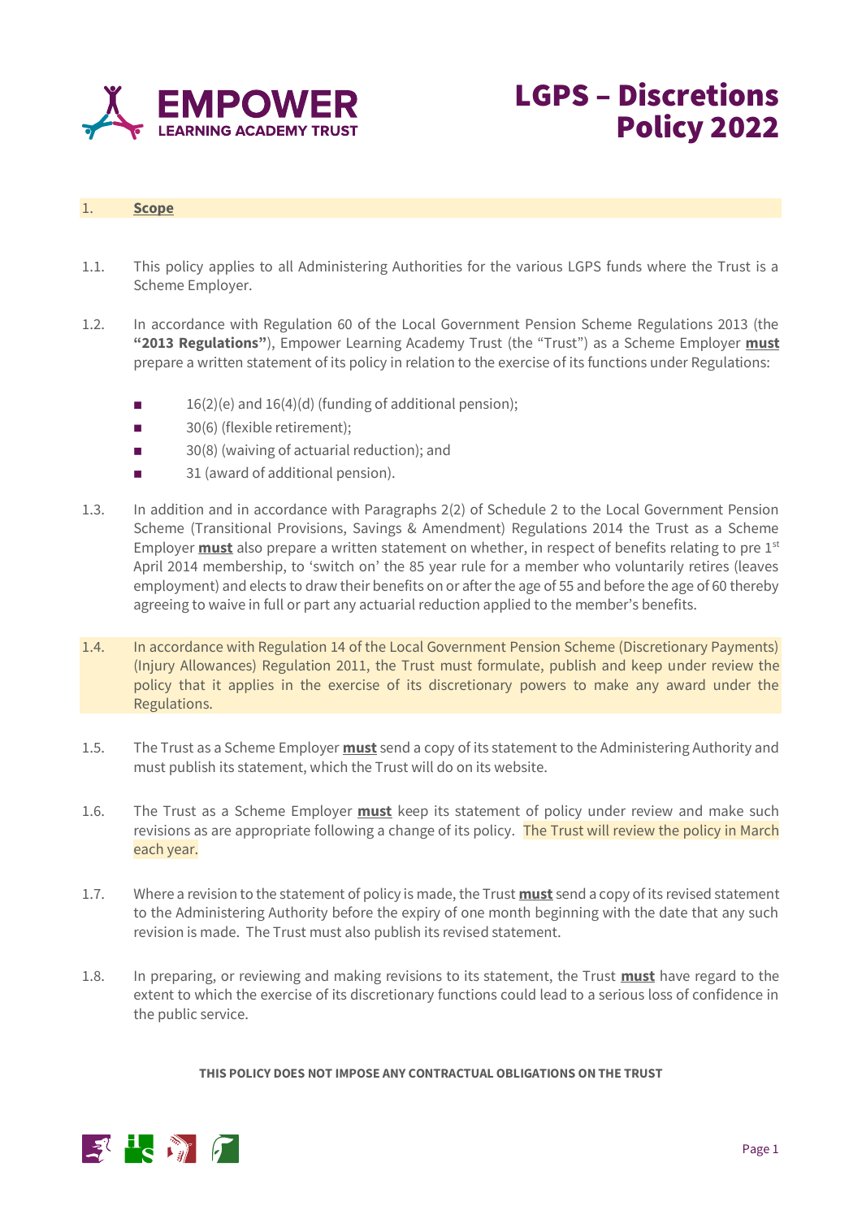EMPOWER LEARNING ACADEMY TRUST

# LGPS – Discretions Policy 2022

## 1. <u>Scope</u>

1.1. This policy applies to all Administering Authorities for the various LGPS funds where the Trust is a Scheme Employer.

1.2. In accordance with Regulation 60 of the Local Government Pension Scheme Regulations 2013 (the **"2013 Regulations"**), Empower Learning Academy Trust (the "Trust") as a Scheme Employer **<u>must</u>** prepare a written statement of its policy in relation to the exercise of its functions under Regulations:

- 16(2)(e) and 16(4)(d) (funding of additional pension);
- 30(6) (flexible retirement);
- 30(8) (waiving of actuarial reduction); and
- 31 (award of additional pension).

1.3. In addition and in accordance with Paragraphs 2(2) of Schedule 2 to the Local Government Pension Scheme (Transitional Provisions, Savings & Amendment) Regulations 2014 the Trust as a Scheme Employer **<u>must</u>** also prepare a written statement on whether, in respect of benefits relating to pre 1st April 2014 membership, to 'switch on' the 85 year rule for a member who voluntarily retires (leaves employment) and elects to draw their benefits on or after the age of 55 and before the age of 60 thereby agreeing to waive in full or part any actuarial reduction applied to the member's benefits.

1.4. In accordance with Regulation 14 of the Local Government Pension Scheme (Discretionary Payments) (Injury Allowances) Regulation 2011, the Trust must formulate, publish and keep under review the policy that it applies in the exercise of its discretionary powers to make any award under the Regulations.

1.5. The Trust as a Scheme Employer **<u>must</u>** send a copy of its statement to the Administering Authority and must publish its statement, which the Trust will do on its website.

1.6. The Trust as a Scheme Employer **<u>must</u>** keep its statement of policy under review and make such revisions as are appropriate following a change of its policy. The Trust will review the policy in March each year.

1.7. Where a revision to the statement of policy is made, the Trust **<u>must</u>** send a copy of its revised statement to the Administering Authority before the expiry of one month beginning with the date that any such revision is made. The Trust must also publish its revised statement.

1.8. In preparing, or reviewing and making revisions to its statement, the Trust **<u>must</u>** have regard to the extent to which the exercise of its discretionary functions could lead to a serious loss of confidence in the public service.

**THIS POLICY DOES NOT IMPOSE ANY CONTRACTUAL OBLIGATIONS ON THE TRUST**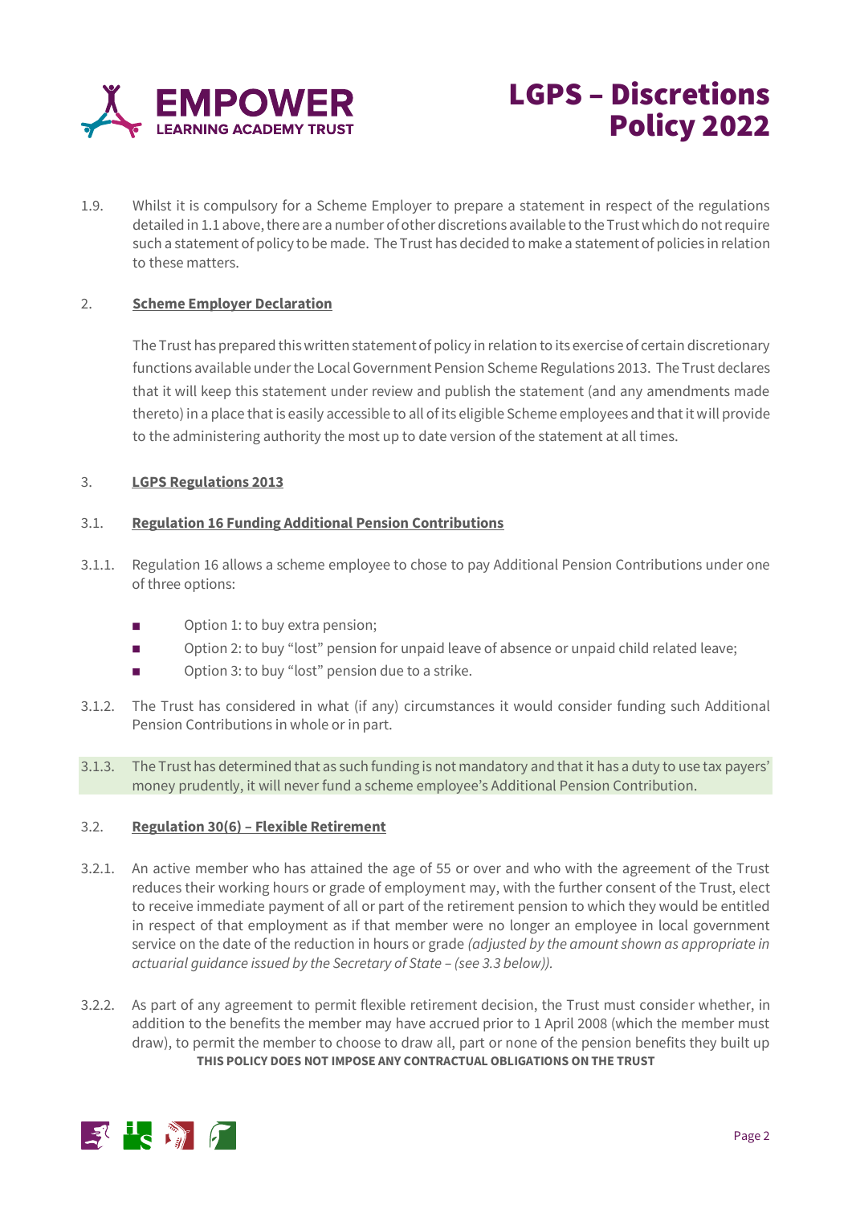1.9. Whilst it is compulsory for a Scheme Employer to prepare a statement in respect of the regulations detailed in 1.1 above, there are a number of other discretions available to the Trust which do not require such a statement of policy to be made. The Trust has decided to make a statement of policies in relation to these matters.

## 2. Scheme Employer Declaration

The Trust has prepared this written statement of policy in relation to its exercise of certain discretionary functions available under the Local Government Pension Scheme Regulations 2013. The Trust declares that it will keep this statement under review and publish the statement (and any amendments made thereto) in a place that is easily accessible to all of its eligible Scheme employees and that it will provide to the administering authority the most up to date version of the statement at all times.

## 3. LGPS Regulations 2013

### 3.1. Regulation 16 Funding Additional Pension Contributions

3.1.1. Regulation 16 allows a scheme employee to chose to pay Additional Pension Contributions under one of three options:

- Option 1: to buy extra pension;
- Option 2: to buy "lost" pension for unpaid leave of absence or unpaid child related leave;
- Option 3: to buy "lost" pension due to a strike.

3.1.2. The Trust has considered in what (if any) circumstances it would consider funding such Additional Pension Contributions in whole or in part.

3.1.3. The Trust has determined that as such funding is not mandatory and that it has a duty to use tax payers' money prudently, it will never fund a scheme employee's Additional Pension Contribution.

### 3.2. Regulation 30(6) – Flexible Retirement

3.2.1. An active member who has attained the age of 55 or over and who with the agreement of the Trust reduces their working hours or grade of employment may, with the further consent of the Trust, elect to receive immediate payment of all or part of the retirement pension to which they would be entitled in respect of that employment as if that member were no longer an employee in local government service on the date of the reduction in hours or grade *(adjusted by the amount shown as appropriate in actuarial guidance issued by the Secretary of State – (see 3.3 below)).*

3.2.2. As part of any agreement to permit flexible retirement decision, the Trust must consider whether, in addition to the benefits the member may have accrued prior to 1 April 2008 (which the member must draw), to permit the member to choose to draw all, part or none of the pension benefits they built up

**THIS POLICY DOES NOT IMPOSE ANY CONTRACTUAL OBLIGATIONS ON THE TRUST**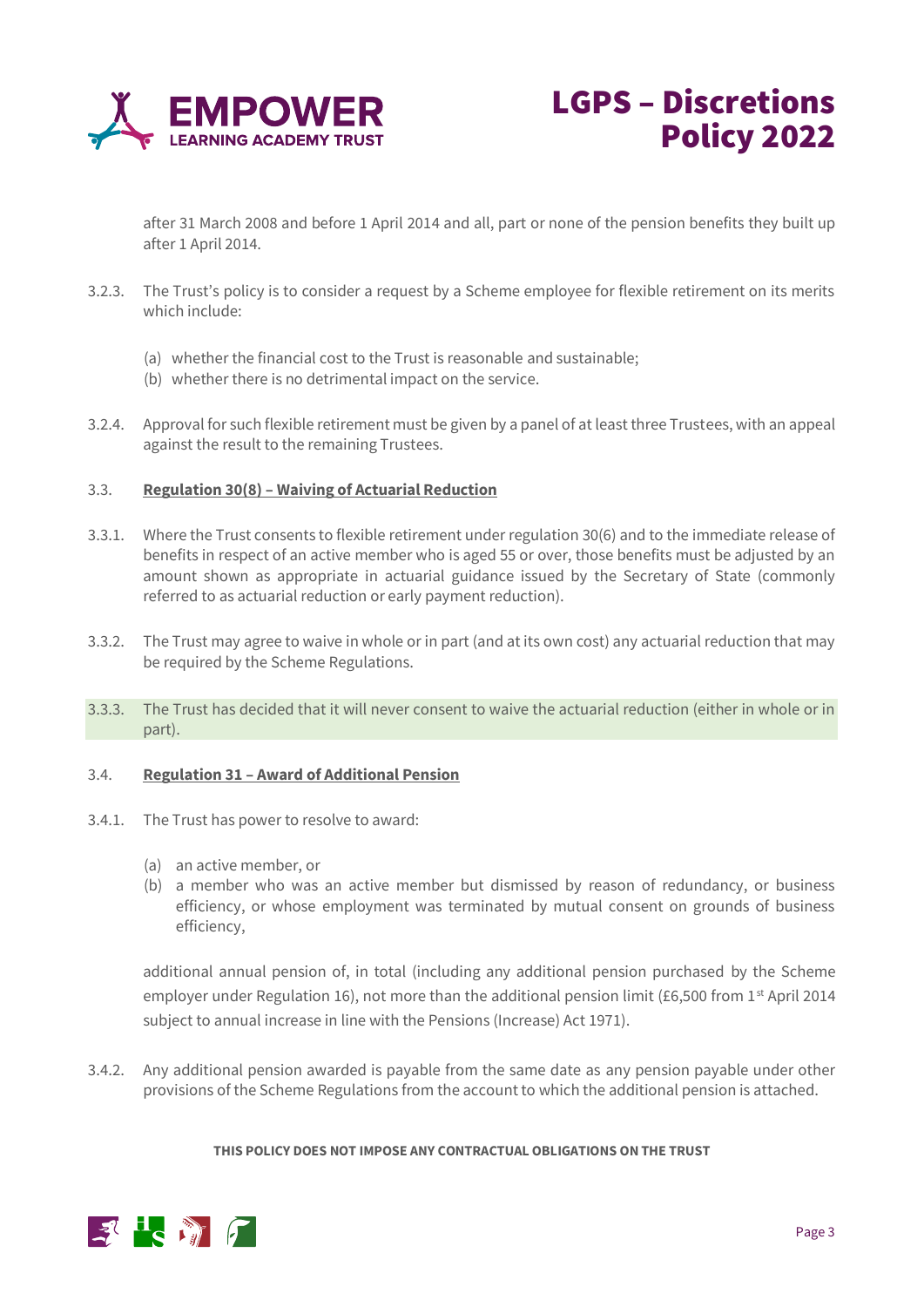after 31 March 2008 and before 1 April 2014 and all, part or none of the pension benefits they built up after 1 April 2014.

3.2.3. The Trust's policy is to consider a request by a Scheme employee for flexible retirement on its merits which include:

(a) whether the financial cost to the Trust is reasonable and sustainable;
(b) whether there is no detrimental impact on the service.

3.2.4. Approval for such flexible retirement must be given by a panel of at least three Trustees, with an appeal against the result to the remaining Trustees.

3.3. **Regulation 30(8) – Waiving of Actuarial Reduction**

3.3.1. Where the Trust consents to flexible retirement under regulation 30(6) and to the immediate release of benefits in respect of an active member who is aged 55 or over, those benefits must be adjusted by an amount shown as appropriate in actuarial guidance issued by the Secretary of State (commonly referred to as actuarial reduction or early payment reduction).

3.3.2. The Trust may agree to waive in whole or in part (and at its own cost) any actuarial reduction that may be required by the Scheme Regulations.

3.3.3. The Trust has decided that it will never consent to waive the actuarial reduction (either in whole or in part).

3.4. **Regulation 31 – Award of Additional Pension**

3.4.1. The Trust has power to resolve to award:

(a) an active member, or
(b) a member who was an active member but dismissed by reason of redundancy, or business efficiency, or whose employment was terminated by mutual consent on grounds of business efficiency,

additional annual pension of, in total (including any additional pension purchased by the Scheme employer under Regulation 16), not more than the additional pension limit (£6,500 from 1st April 2014 subject to annual increase in line with the Pensions (Increase) Act 1971).

3.4.2. Any additional pension awarded is payable from the same date as any pension payable under other provisions of the Scheme Regulations from the account to which the additional pension is attached.

**THIS POLICY DOES NOT IMPOSE ANY CONTRACTUAL OBLIGATIONS ON THE TRUST**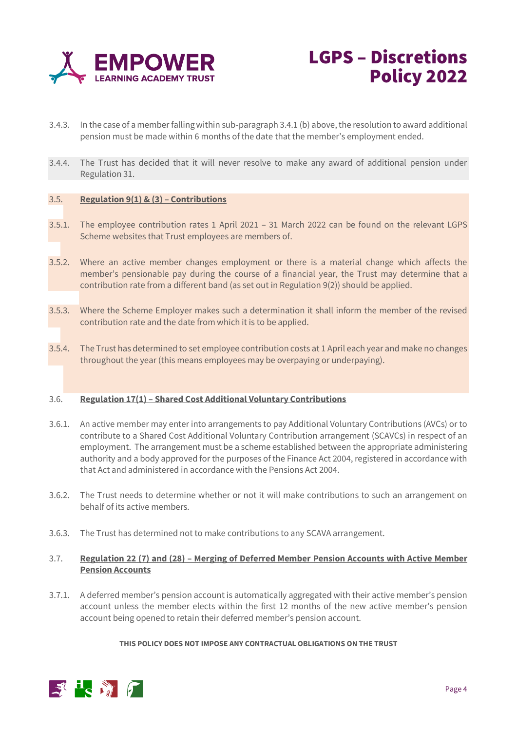3.4.3. In the case of a member falling within sub-paragraph 3.4.1 (b) above, the resolution to award additional pension must be made within 6 months of the date that the member's employment ended.

3.4.4. The Trust has decided that it will never resolve to make any award of additional pension under Regulation 31.

3.5. **Regulation 9(1) & (3) – Contributions**

3.5.1. The employee contribution rates 1 April 2021 – 31 March 2022 can be found on the relevant LGPS Scheme websites that Trust employees are members of.

3.5.2. Where an active member changes employment or there is a material change which affects the member's pensionable pay during the course of a financial year, the Trust may determine that a contribution rate from a different band (as set out in Regulation 9(2)) should be applied.

3.5.3. Where the Scheme Employer makes such a determination it shall inform the member of the revised contribution rate and the date from which it is to be applied.

3.5.4. The Trust has determined to set employee contribution costs at 1 April each year and make no changes throughout the year (this means employees may be overpaying or underpaying).

3.6. **Regulation 17(1) – Shared Cost Additional Voluntary Contributions**

3.6.1. An active member may enter into arrangements to pay Additional Voluntary Contributions (AVCs) or to contribute to a Shared Cost Additional Voluntary Contribution arrangement (SCAVCs) in respect of an employment. The arrangement must be a scheme established between the appropriate administering authority and a body approved for the purposes of the Finance Act 2004, registered in accordance with that Act and administered in accordance with the Pensions Act 2004.

3.6.2. The Trust needs to determine whether or not it will make contributions to such an arrangement on behalf of its active members.

3.6.3. The Trust has determined not to make contributions to any SCAVA arrangement.

3.7. **Regulation 22 (7) and (28) – Merging of Deferred Member Pension Accounts with Active Member Pension Accounts**

3.7.1. A deferred member's pension account is automatically aggregated with their active member's pension account unless the member elects within the first 12 months of the new active member's pension account being opened to retain their deferred member's pension account.

**THIS POLICY DOES NOT IMPOSE ANY CONTRACTUAL OBLIGATIONS ON THE TRUST**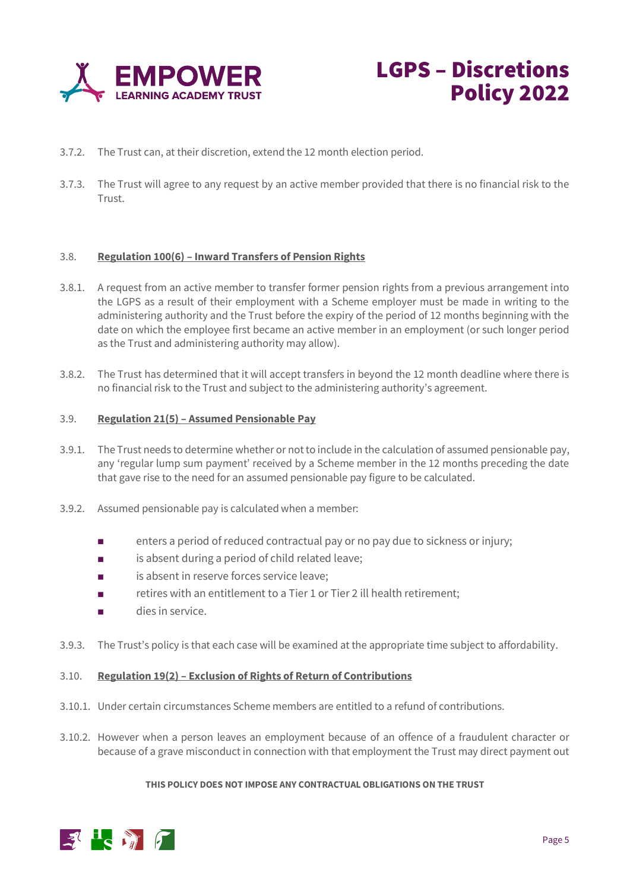3.7.2. The Trust can, at their discretion, extend the 12 month election period.

3.7.3. The Trust will agree to any request by an active member provided that there is no financial risk to the Trust.

### 3.8. **Regulation 100(6) – Inward Transfers of Pension Rights**

3.8.1. A request from an active member to transfer former pension rights from a previous arrangement into the LGPS as a result of their employment with a Scheme employer must be made in writing to the administering authority and the Trust before the expiry of the period of 12 months beginning with the date on which the employee first became an active member in an employment (or such longer period as the Trust and administering authority may allow).

3.8.2. The Trust has determined that it will accept transfers in beyond the 12 month deadline where there is no financial risk to the Trust and subject to the administering authority's agreement.

### 3.9. **Regulation 21(5) – Assumed Pensionable Pay**

3.9.1. The Trust needs to determine whether or not to include in the calculation of assumed pensionable pay, any 'regular lump sum payment' received by a Scheme member in the 12 months preceding the date that gave rise to the need for an assumed pensionable pay figure to be calculated.

3.9.2. Assumed pensionable pay is calculated when a member:

- enters a period of reduced contractual pay or no pay due to sickness or injury;
- is absent during a period of child related leave;
- is absent in reserve forces service leave;
- retires with an entitlement to a Tier 1 or Tier 2 ill health retirement;
- dies in service.

3.9.3. The Trust's policy is that each case will be examined at the appropriate time subject to affordability.

### 3.10. **Regulation 19(2) – Exclusion of Rights of Return of Contributions**

3.10.1. Under certain circumstances Scheme members are entitled to a refund of contributions.

3.10.2. However when a person leaves an employment because of an offence of a fraudulent character or because of a grave misconduct in connection with that employment the Trust may direct payment out

**THIS POLICY DOES NOT IMPOSE ANY CONTRACTUAL OBLIGATIONS ON THE TRUST**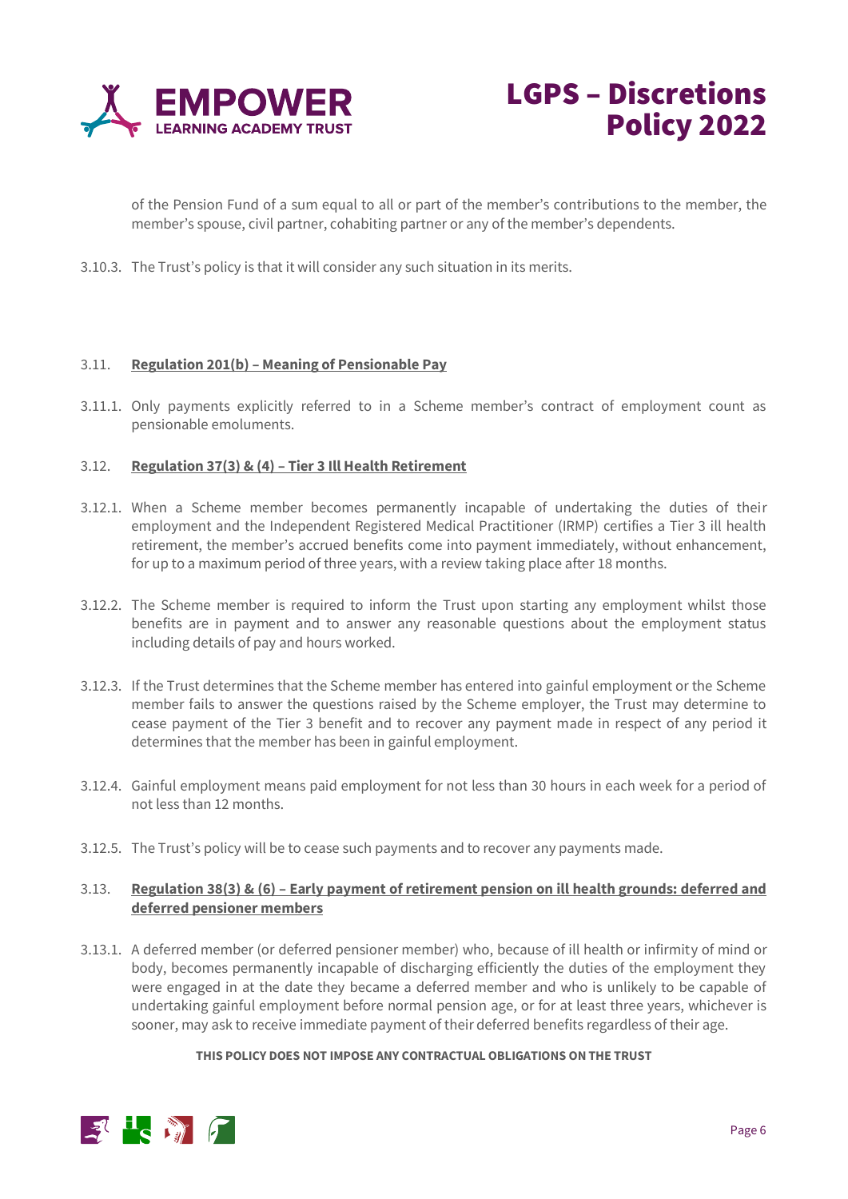of the Pension Fund of a sum equal to all or part of the member's contributions to the member, the member's spouse, civil partner, cohabiting partner or any of the member's dependents.

3.10.3. The Trust's policy is that it will consider any such situation in its merits.

### 3.11. Regulation 201(b) – Meaning of Pensionable Pay

3.11.1. Only payments explicitly referred to in a Scheme member's contract of employment count as pensionable emoluments.

### 3.12. Regulation 37(3) & (4) – Tier 3 Ill Health Retirement

3.12.1. When a Scheme member becomes permanently incapable of undertaking the duties of their employment and the Independent Registered Medical Practitioner (IRMP) certifies a Tier 3 ill health retirement, the member's accrued benefits come into payment immediately, without enhancement, for up to a maximum period of three years, with a review taking place after 18 months.

3.12.2. The Scheme member is required to inform the Trust upon starting any employment whilst those benefits are in payment and to answer any reasonable questions about the employment status including details of pay and hours worked.

3.12.3. If the Trust determines that the Scheme member has entered into gainful employment or the Scheme member fails to answer the questions raised by the Scheme employer, the Trust may determine to cease payment of the Tier 3 benefit and to recover any payment made in respect of any period it determines that the member has been in gainful employment.

3.12.4. Gainful employment means paid employment for not less than 30 hours in each week for a period of not less than 12 months.

3.12.5. The Trust's policy will be to cease such payments and to recover any payments made.

### 3.13. Regulation 38(3) & (6) – Early payment of retirement pension on ill health grounds: deferred and deferred pensioner members

3.13.1. A deferred member (or deferred pensioner member) who, because of ill health or infirmity of mind or body, becomes permanently incapable of discharging efficiently the duties of the employment they were engaged in at the date they became a deferred member and who is unlikely to be capable of undertaking gainful employment before normal pension age, or for at least three years, whichever is sooner, may ask to receive immediate payment of their deferred benefits regardless of their age.

**THIS POLICY DOES NOT IMPOSE ANY CONTRACTUAL OBLIGATIONS ON THE TRUST**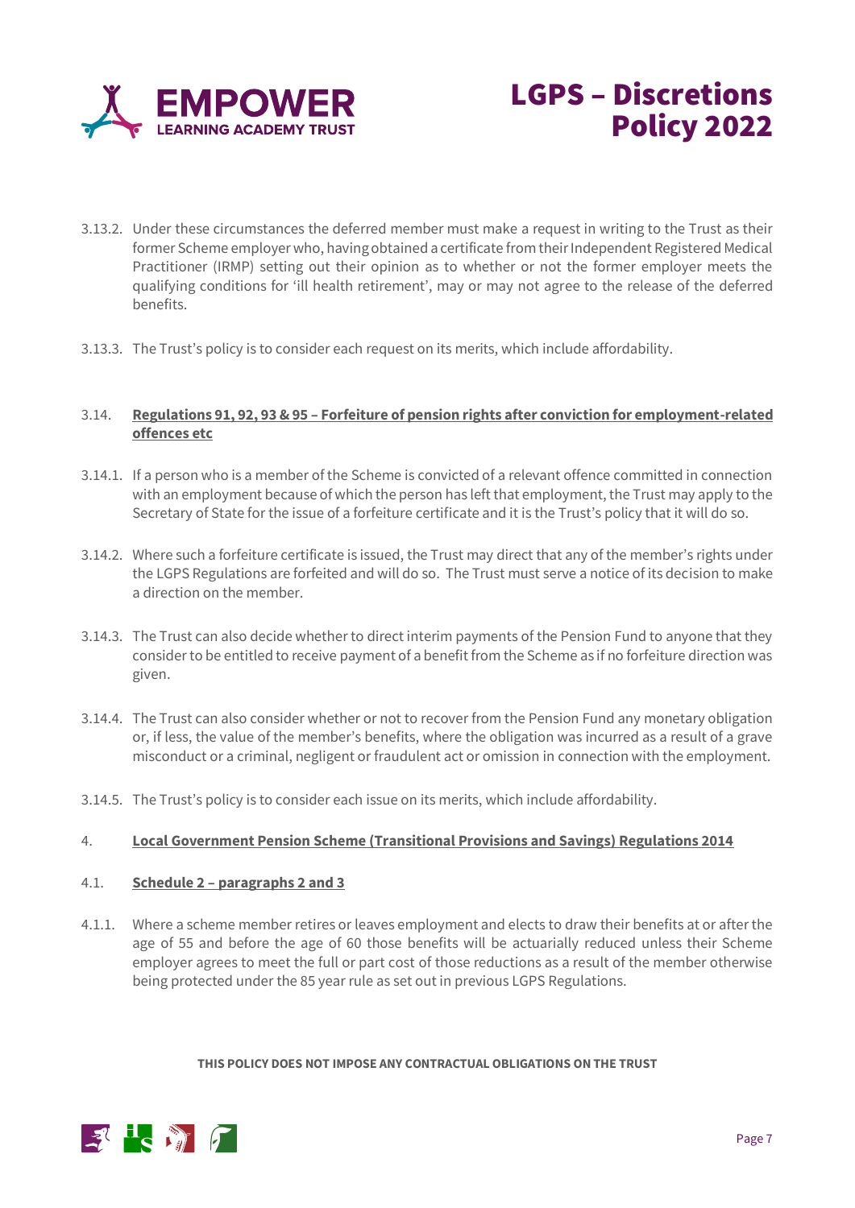3.13.2. Under these circumstances the deferred member must make a request in writing to the Trust as their former Scheme employer who, having obtained a certificate from their Independent Registered Medical Practitioner (IRMP) setting out their opinion as to whether or not the former employer meets the qualifying conditions for 'ill health retirement', may or may not agree to the release of the deferred benefits.

3.13.3. The Trust's policy is to consider each request on its merits, which include affordability.

### 3.14. Regulations 91, 92, 93 & 95 – Forfeiture of pension rights after conviction for employment-related offences etc

3.14.1. If a person who is a member of the Scheme is convicted of a relevant offence committed in connection with an employment because of which the person has left that employment, the Trust may apply to the Secretary of State for the issue of a forfeiture certificate and it is the Trust's policy that it will do so.

3.14.2. Where such a forfeiture certificate is issued, the Trust may direct that any of the member's rights under the LGPS Regulations are forfeited and will do so. The Trust must serve a notice of its decision to make a direction on the member.

3.14.3. The Trust can also decide whether to direct interim payments of the Pension Fund to anyone that they consider to be entitled to receive payment of a benefit from the Scheme as if no forfeiture direction was given.

3.14.4. The Trust can also consider whether or not to recover from the Pension Fund any monetary obligation or, if less, the value of the member's benefits, where the obligation was incurred as a result of a grave misconduct or a criminal, negligent or fraudulent act or omission in connection with the employment.

3.14.5. The Trust's policy is to consider each issue on its merits, which include affordability.

## 4. Local Government Pension Scheme (Transitional Provisions and Savings) Regulations 2014

### 4.1. Schedule 2 – paragraphs 2 and 3

4.1.1. Where a scheme member retires or leaves employment and elects to draw their benefits at or after the age of 55 and before the age of 60 those benefits will be actuarially reduced unless their Scheme employer agrees to meet the full or part cost of those reductions as a result of the member otherwise being protected under the 85 year rule as set out in previous LGPS Regulations.

**THIS POLICY DOES NOT IMPOSE ANY CONTRACTUAL OBLIGATIONS ON THE TRUST**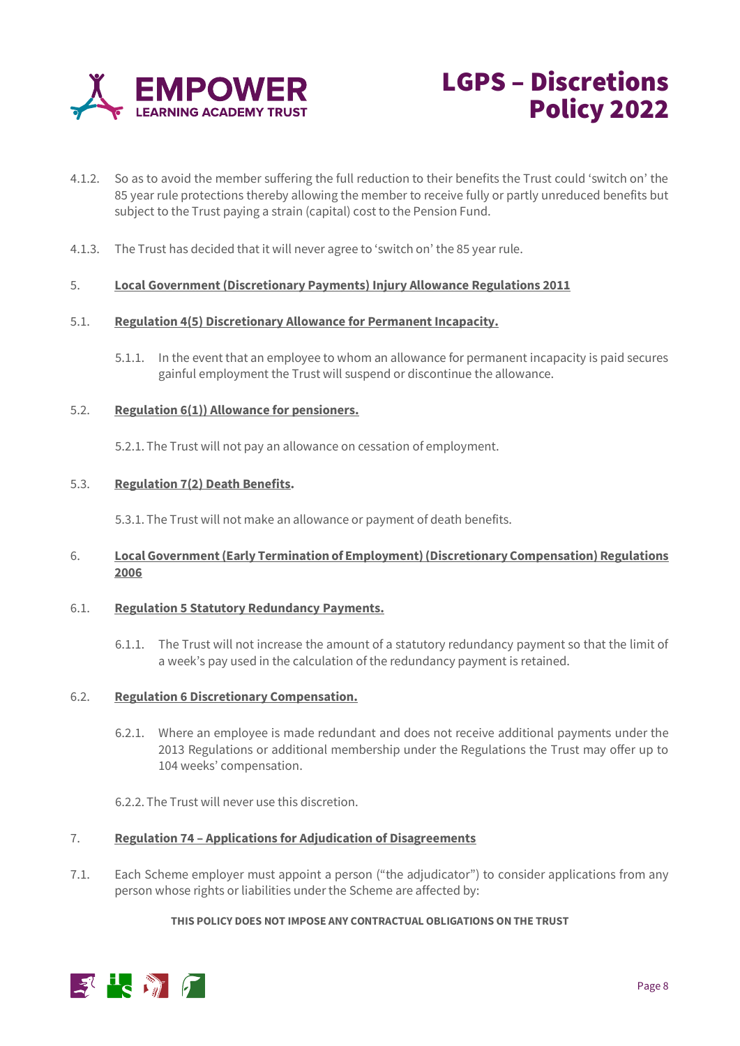4.1.2. So as to avoid the member suffering the full reduction to their benefits the Trust could 'switch on' the 85 year rule protections thereby allowing the member to receive fully or partly unreduced benefits but subject to the Trust paying a strain (capital) cost to the Pension Fund.

4.1.3. The Trust has decided that it will never agree to 'switch on' the 85 year rule.

## 5. Local Government (Discretionary Payments) Injury Allowance Regulations 2011

### 5.1. Regulation 4(5) Discretionary Allowance for Permanent Incapacity.

5.1.1. In the event that an employee to whom an allowance for permanent incapacity is paid secures gainful employment the Trust will suspend or discontinue the allowance.

### 5.2. Regulation 6(1)) Allowance for pensioners.

5.2.1. The Trust will not pay an allowance on cessation of employment.

### 5.3. Regulation 7(2) Death Benefits.

5.3.1. The Trust will not make an allowance or payment of death benefits.

## 6. Local Government (Early Termination of Employment) (Discretionary Compensation) Regulations 2006

### 6.1. Regulation 5 Statutory Redundancy Payments.

6.1.1. The Trust will not increase the amount of a statutory redundancy payment so that the limit of a week's pay used in the calculation of the redundancy payment is retained.

### 6.2. Regulation 6 Discretionary Compensation.

6.2.1. Where an employee is made redundant and does not receive additional payments under the 2013 Regulations or additional membership under the Regulations the Trust may offer up to 104 weeks' compensation.

6.2.2. The Trust will never use this discretion.

## 7. Regulation 74 – Applications for Adjudication of Disagreements

7.1. Each Scheme employer must appoint a person ("the adjudicator") to consider applications from any person whose rights or liabilities under the Scheme are affected by:

**THIS POLICY DOES NOT IMPOSE ANY CONTRACTUAL OBLIGATIONS ON THE TRUST**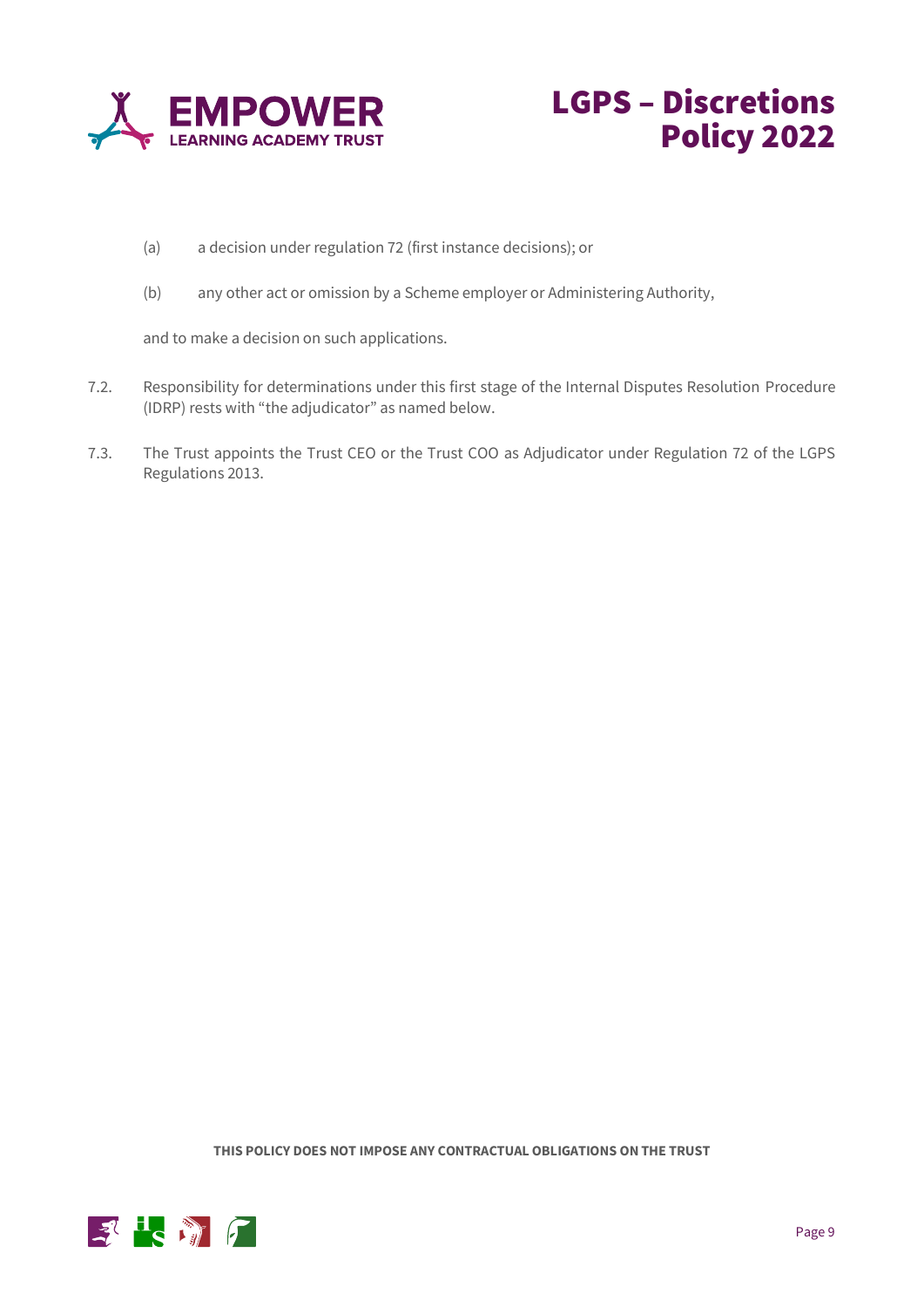(a) a decision under regulation 72 (first instance decisions); or

(b) any other act or omission by a Scheme employer or Administering Authority,

and to make a decision on such applications.

7.2. Responsibility for determinations under this first stage of the Internal Disputes Resolution Procedure (IDRP) rests with "the adjudicator" as named below.

7.3. The Trust appoints the Trust CEO or the Trust COO as Adjudicator under Regulation 72 of the LGPS Regulations 2013.

**THIS POLICY DOES NOT IMPOSE ANY CONTRACTUAL OBLIGATIONS ON THE TRUST**